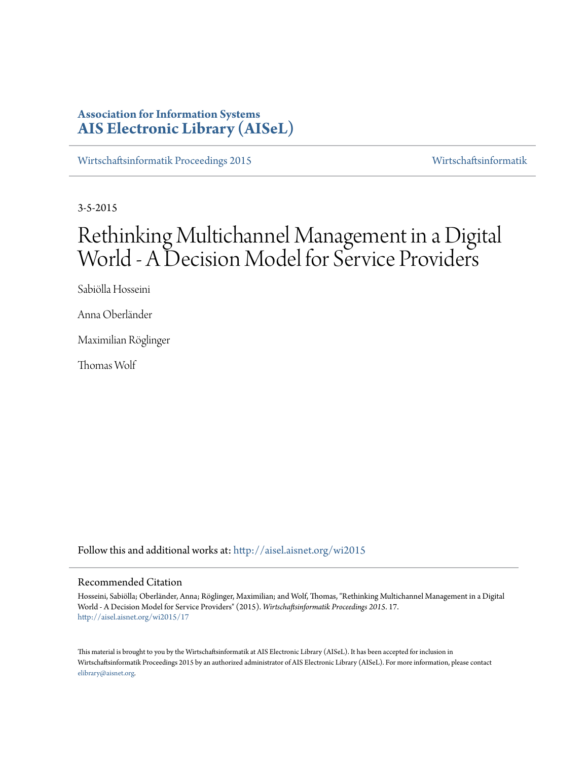**Association for Information Systems**
**AIS Electronic Library (AISeL)**

Wirtschaftsinformatik Proceedings 2015 | Wirtschaftsinformatik

3-5-2015

# Rethinking Multichannel Management in a Digital World - A Decision Model for Service Providers

Sabiölla Hosseini

Anna Oberländer

Maximilian Röglinger

Thomas Wolf

Follow this and additional works at: http://aisel.aisnet.org/wi2015

## Recommended Citation

Hosseini, Sabiölla; Oberländer, Anna; Röglinger, Maximilian; and Wolf, Thomas, "Rethinking Multichannel Management in a Digital World - A Decision Model for Service Providers" (2015). *Wirtschaftsinformatik Proceedings 2015*. 17.
http://aisel.aisnet.org/wi2015/17

This material is brought to you by the Wirtschaftsinformatik at AIS Electronic Library (AISeL). It has been accepted for inclusion in Wirtschaftsinformatik Proceedings 2015 by an authorized administrator of AIS Electronic Library (AISeL). For more information, please contact elibrary@aisnet.org.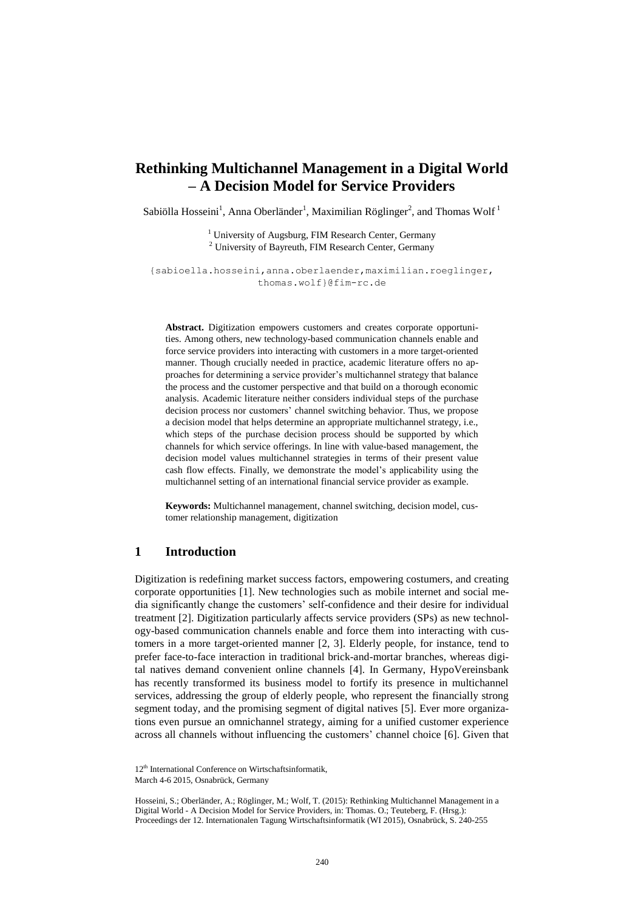# Rethinking Multichannel Management in a Digital World – A Decision Model for Service Providers

Sabiölla Hosseini[1], Anna Oberländer[1], Maximilian Röglinger[2], and Thomas Wolf [1]

[1] University of Augsburg, FIM Research Center, Germany
[2] University of Bayreuth, FIM Research Center, Germany

{sabioella.hosseini,anna.oberlaender,maximilian.roeglinger, thomas.wolf}@fim-rc.de

**Abstract.** Digitization empowers customers and creates corporate opportunities. Among others, new technology-based communication channels enable and force service providers into interacting with customers in a more target-oriented manner. Though crucially needed in practice, academic literature offers no approaches for determining a service provider's multichannel strategy that balance the process and the customer perspective and that build on a thorough economic analysis. Academic literature neither considers individual steps of the purchase decision process nor customers' channel switching behavior. Thus, we propose a decision model that helps determine an appropriate multichannel strategy, i.e., which steps of the purchase decision process should be supported by which channels for which service offerings. In line with value-based management, the decision model values multichannel strategies in terms of their present value cash flow effects. Finally, we demonstrate the model's applicability using the multichannel setting of an international financial service provider as example.

**Keywords:** Multichannel management, channel switching, decision model, customer relationship management, digitization

## 1 Introduction

Digitization is redefining market success factors, empowering costumers, and creating corporate opportunities [1]. New technologies such as mobile internet and social media significantly change the customers' self-confidence and their desire for individual treatment [2]. Digitization particularly affects service providers (SPs) as new technology-based communication channels enable and force them into interacting with customers in a more target-oriented manner [2, 3]. Elderly people, for instance, tend to prefer face-to-face interaction in traditional brick-and-mortar branches, whereas digital natives demand convenient online channels [4]. In Germany, HypoVereinsbank has recently transformed its business model to fortify its presence in multichannel services, addressing the group of elderly people, who represent the financially strong segment today, and the promising segment of digital natives [5]. Ever more organizations even pursue an omnichannel strategy, aiming for a unified customer experience across all channels without influencing the customers' channel choice [6]. Given that

12th International Conference on Wirtschaftsinformatik,
March 4-6 2015, Osnabrück, Germany

Hosseini, S.; Oberländer, A.; Röglinger, M.; Wolf, T. (2015): Rethinking Multichannel Management in a Digital World - A Decision Model for Service Providers, in: Thomas. O.; Teuteberg, F. (Hrsg.): Proceedings der 12. Internationalen Tagung Wirtschaftsinformatik (WI 2015), Osnabrück, S. 240-255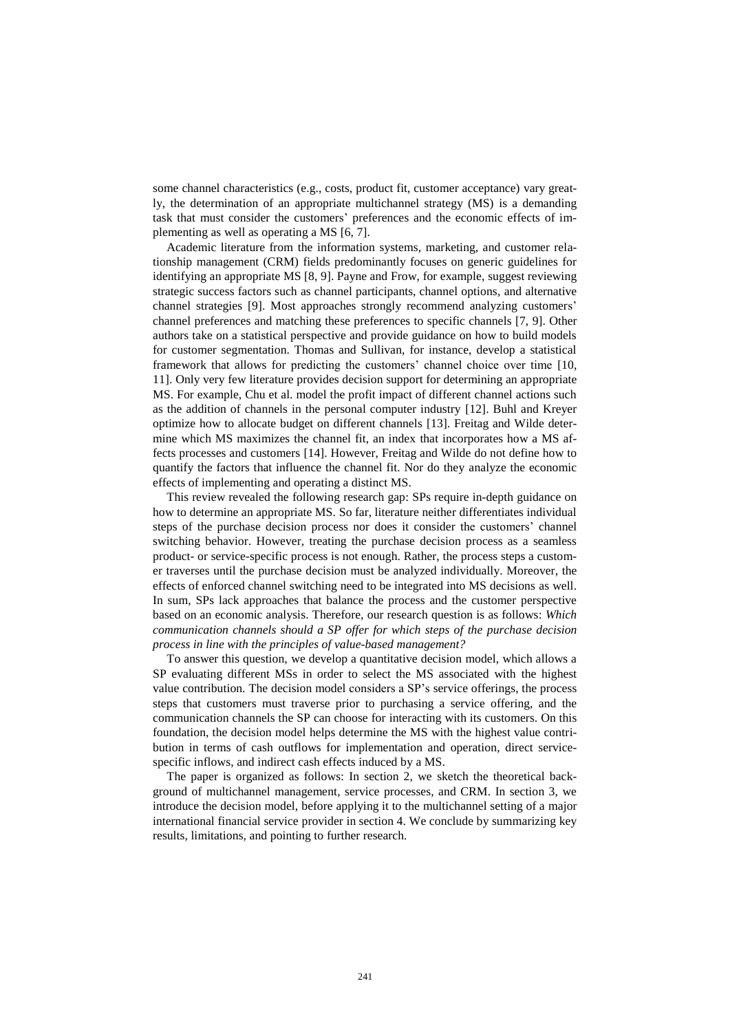some channel characteristics (e.g., costs, product fit, customer acceptance) vary greatly, the determination of an appropriate multichannel strategy (MS) is a demanding task that must consider the customers' preferences and the economic effects of implementing as well as operating a MS [6, 7].

Academic literature from the information systems, marketing, and customer relationship management (CRM) fields predominantly focuses on generic guidelines for identifying an appropriate MS [8, 9]. Payne and Frow, for example, suggest reviewing strategic success factors such as channel participants, channel options, and alternative channel strategies [9]. Most approaches strongly recommend analyzing customers' channel preferences and matching these preferences to specific channels [7, 9]. Other authors take on a statistical perspective and provide guidance on how to build models for customer segmentation. Thomas and Sullivan, for instance, develop a statistical framework that allows for predicting the customers' channel choice over time [10, 11]. Only very few literature provides decision support for determining an appropriate MS. For example, Chu et al. model the profit impact of different channel actions such as the addition of channels in the personal computer industry [12]. Buhl and Kreyer optimize how to allocate budget on different channels [13]. Freitag and Wilde determine which MS maximizes the channel fit, an index that incorporates how a MS affects processes and customers [14]. However, Freitag and Wilde do not define how to quantify the factors that influence the channel fit. Nor do they analyze the economic effects of implementing and operating a distinct MS.

This review revealed the following research gap: SPs require in-depth guidance on how to determine an appropriate MS. So far, literature neither differentiates individual steps of the purchase decision process nor does it consider the customers' channel switching behavior. However, treating the purchase decision process as a seamless product- or service-specific process is not enough. Rather, the process steps a customer traverses until the purchase decision must be analyzed individually. Moreover, the effects of enforced channel switching need to be integrated into MS decisions as well. In sum, SPs lack approaches that balance the process and the customer perspective based on an economic analysis. Therefore, our research question is as follows: *Which communication channels should a SP offer for which steps of the purchase decision process in line with the principles of value-based management?*

To answer this question, we develop a quantitative decision model, which allows a SP evaluating different MSs in order to select the MS associated with the highest value contribution. The decision model considers a SP's service offerings, the process steps that customers must traverse prior to purchasing a service offering, and the communication channels the SP can choose for interacting with its customers. On this foundation, the decision model helps determine the MS with the highest value contribution in terms of cash outflows for implementation and operation, direct service-specific inflows, and indirect cash effects induced by a MS.

The paper is organized as follows: In section 2, we sketch the theoretical background of multichannel management, service processes, and CRM. In section 3, we introduce the decision model, before applying it to the multichannel setting of a major international financial service provider in section 4. We conclude by summarizing key results, limitations, and pointing to further research.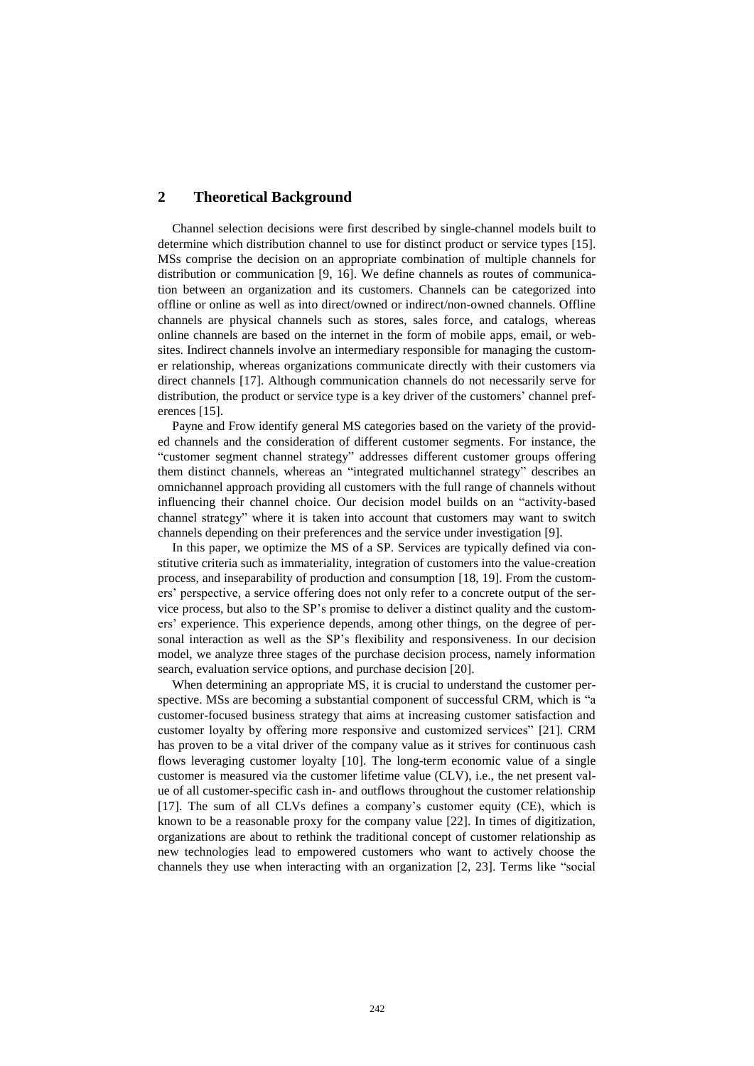## 2 Theoretical Background

Channel selection decisions were first described by single-channel models built to determine which distribution channel to use for distinct product or service types [15]. MSs comprise the decision on an appropriate combination of multiple channels for distribution or communication [9, 16]. We define channels as routes of communication between an organization and its customers. Channels can be categorized into offline or online as well as into direct/owned or indirect/non-owned channels. Offline channels are physical channels such as stores, sales force, and catalogs, whereas online channels are based on the internet in the form of mobile apps, email, or websites. Indirect channels involve an intermediary responsible for managing the customer relationship, whereas organizations communicate directly with their customers via direct channels [17]. Although communication channels do not necessarily serve for distribution, the product or service type is a key driver of the customers' channel preferences [15].

Payne and Frow identify general MS categories based on the variety of the provided channels and the consideration of different customer segments. For instance, the "customer segment channel strategy" addresses different customer groups offering them distinct channels, whereas an "integrated multichannel strategy" describes an omnichannel approach providing all customers with the full range of channels without influencing their channel choice. Our decision model builds on an "activity-based channel strategy" where it is taken into account that customers may want to switch channels depending on their preferences and the service under investigation [9].

In this paper, we optimize the MS of a SP. Services are typically defined via constitutive criteria such as immateriality, integration of customers into the value-creation process, and inseparability of production and consumption [18, 19]. From the customers' perspective, a service offering does not only refer to a concrete output of the service process, but also to the SP's promise to deliver a distinct quality and the customers' experience. This experience depends, among other things, on the degree of personal interaction as well as the SP's flexibility and responsiveness. In our decision model, we analyze three stages of the purchase decision process, namely information search, evaluation service options, and purchase decision [20].

When determining an appropriate MS, it is crucial to understand the customer perspective. MSs are becoming a substantial component of successful CRM, which is "a customer-focused business strategy that aims at increasing customer satisfaction and customer loyalty by offering more responsive and customized services" [21]. CRM has proven to be a vital driver of the company value as it strives for continuous cash flows leveraging customer loyalty [10]. The long-term economic value of a single customer is measured via the customer lifetime value (CLV), i.e., the net present value of all customer-specific cash in- and outflows throughout the customer relationship [17]. The sum of all CLVs defines a company's customer equity (CE), which is known to be a reasonable proxy for the company value [22]. In times of digitization, organizations are about to rethink the traditional concept of customer relationship as new technologies lead to empowered customers who want to actively choose the channels they use when interacting with an organization [2, 23]. Terms like "social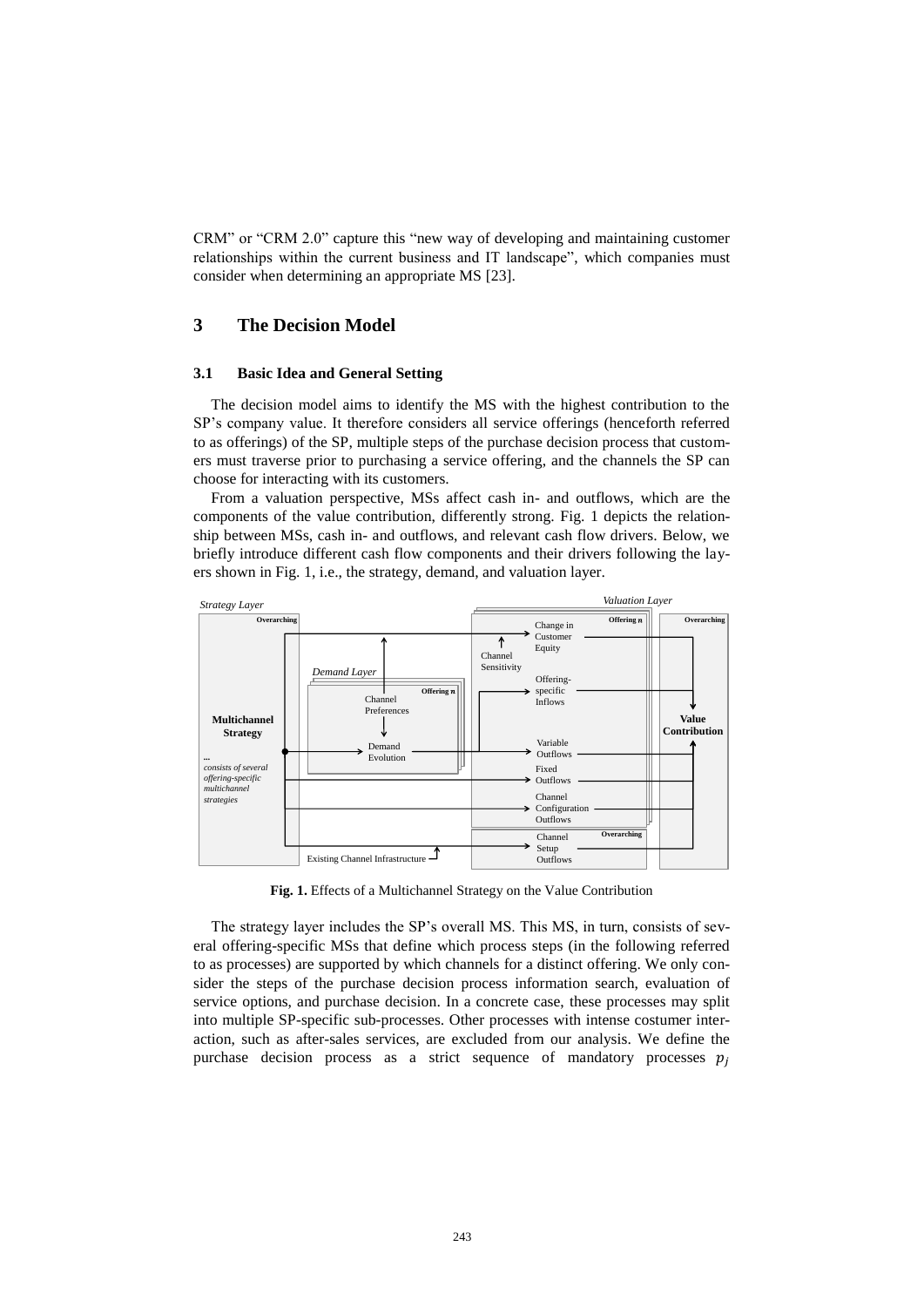CRM" or "CRM 2.0" capture this "new way of developing and maintaining customer relationships within the current business and IT landscape", which companies must consider when determining an appropriate MS [23].

## 3 The Decision Model

### 3.1 Basic Idea and General Setting

The decision model aims to identify the MS with the highest contribution to the SP's company value. It therefore considers all service offerings (henceforth referred to as offerings) of the SP, multiple steps of the purchase decision process that customers must traverse prior to purchasing a service offering, and the channels the SP can choose for interacting with its customers.

From a valuation perspective, MSs affect cash in- and outflows, which are the components of the value contribution, differently strong. Fig. 1 depicts the relationship between MSs, cash in- and outflows, and relevant cash flow drivers. Below, we briefly introduce different cash flow components and their drivers following the layers shown in Fig. 1, i.e., the strategy, demand, and valuation layer.

**Fig. 1.** Effects of a Multichannel Strategy on the Value Contribution

The strategy layer includes the SP's overall MS. This MS, in turn, consists of several offering-specific MSs that define which process steps (in the following referred to as processes) are supported by which channels for a distinct offering. We only consider the steps of the purchase decision process information search, evaluation of service options, and purchase decision. In a concrete case, these processes may split into multiple SP-specific sub-processes. Other processes with intense costumer interaction, such as after-sales services, are excluded from our analysis. We define the purchase decision process as a strict sequence of mandatory processes $p_j$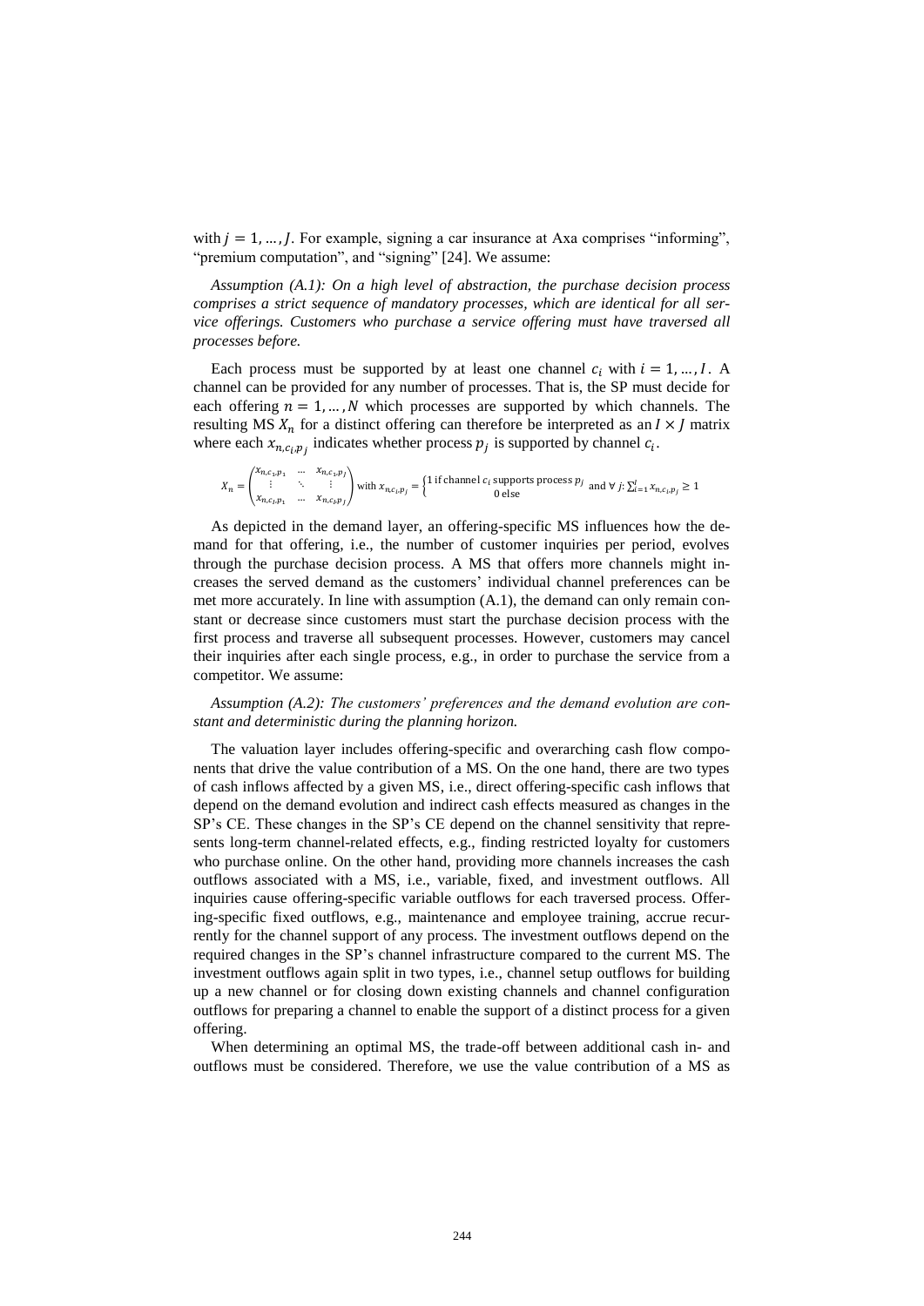with $j = 1, \ldots, J$. For example, signing a car insurance at Axa comprises "informing", "premium computation", and "signing" [24]. We assume:

*Assumption (A.1): On a high level of abstraction, the purchase decision process comprises a strict sequence of mandatory processes, which are identical for all service offerings. Customers who purchase a service offering must have traversed all processes before.*

Each process must be supported by at least one channel $c_i$ with $i = 1, \ldots, I$. A channel can be provided for any number of processes. That is, the SP must decide for each offering $n = 1, \ldots, N$ which processes are supported by which channels. The resulting MS $X_n$ for a distinct offering can therefore be interpreted as an $I \times J$ matrix where each $x_{n,c_i,p_j}$ indicates whether process $p_j$ is supported by channel $c_i$.

$$X_n = \begin{pmatrix} x_{n,c_1,p_1} & \cdots & x_{n,c_1,p_J} \\ \vdots & \ddots & \vdots \\ x_{n,c_I,p_1} & \cdots & x_{n,c_I,p_J} \end{pmatrix} \text{ with } x_{n,c_i,p_j} = \begin{cases} 1 \text{ if channel } c_i \text{ supports process } p_j \\ 0 \text{ else} \end{cases} \text{ and } \forall\, j\!: \sum_{i=1}^{I} x_{n,c_i,p_j} \geq 1$$

As depicted in the demand layer, an offering-specific MS influences how the demand for that offering, i.e., the number of customer inquiries per period, evolves through the purchase decision process. A MS that offers more channels might increases the served demand as the customers' individual channel preferences can be met more accurately. In line with assumption (A.1), the demand can only remain constant or decrease since customers must start the purchase decision process with the first process and traverse all subsequent processes. However, customers may cancel their inquiries after each single process, e.g., in order to purchase the service from a competitor. We assume:

*Assumption (A.2): The customers' preferences and the demand evolution are constant and deterministic during the planning horizon.*

The valuation layer includes offering-specific and overarching cash flow components that drive the value contribution of a MS. On the one hand, there are two types of cash inflows affected by a given MS, i.e., direct offering-specific cash inflows that depend on the demand evolution and indirect cash effects measured as changes in the SP's CE. These changes in the SP's CE depend on the channel sensitivity that represents long-term channel-related effects, e.g., finding restricted loyalty for customers who purchase online. On the other hand, providing more channels increases the cash outflows associated with a MS, i.e., variable, fixed, and investment outflows. All inquiries cause offering-specific variable outflows for each traversed process. Offering-specific fixed outflows, e.g., maintenance and employee training, accrue recurrently for the channel support of any process. The investment outflows depend on the required changes in the SP's channel infrastructure compared to the current MS. The investment outflows again split in two types, i.e., channel setup outflows for building up a new channel or for closing down existing channels and channel configuration outflows for preparing a channel to enable the support of a distinct process for a given offering.

When determining an optimal MS, the trade-off between additional cash in- and outflows must be considered. Therefore, we use the value contribution of a MS as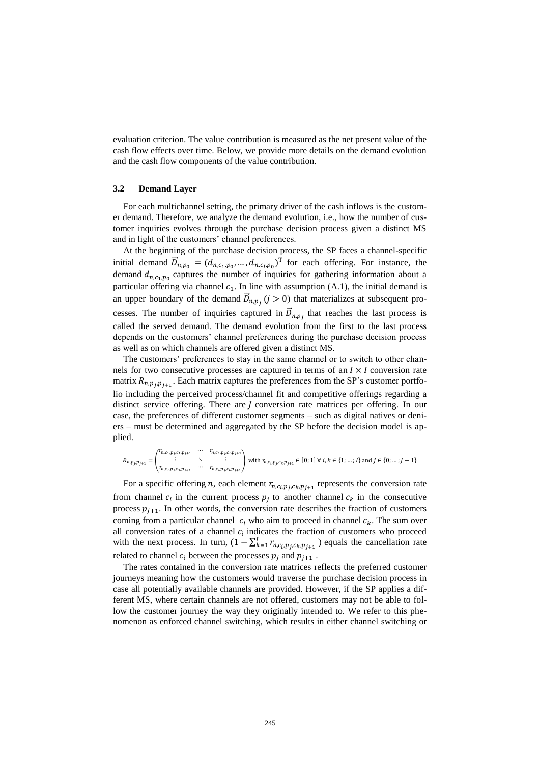evaluation criterion. The value contribution is measured as the net present value of the cash flow effects over time. Below, we provide more details on the demand evolution and the cash flow components of the value contribution.

### 3.2 Demand Layer

For each multichannel setting, the primary driver of the cash inflows is the customer demand. Therefore, we analyze the demand evolution, i.e., how the number of customer inquiries evolves through the purchase decision process given a distinct MS and in light of the customers' channel preferences.

At the beginning of the purchase decision process, the SP faces a channel-specific initial demand $\vec{D}_{n,p_0} = (d_{n,c_1,p_0}, \dots, d_{n,c_I,p_0})^{\mathrm{T}}$ for each offering. For instance, the demand $d_{n,c_1,p_0}$ captures the number of inquiries for gathering information about a particular offering via channel $c_1$. In line with assumption (A.1), the initial demand is an upper boundary of the demand $\vec{D}_{n,p_j}$ $(j > 0)$ that materializes at subsequent processes. The number of inquiries captured in $\vec{D}_{n,p_J}$ that reaches the last process is called the served demand. The demand evolution from the first to the last process depends on the customers' channel preferences during the purchase decision process as well as on which channels are offered given a distinct MS.

The customers' preferences to stay in the same channel or to switch to other channels for two consecutive processes are captured in terms of an $I \times I$ conversion rate matrix $R_{n,p_j,p_{j+1}}$. Each matrix captures the preferences from the SP's customer portfolio including the perceived process/channel fit and competitive offerings regarding a distinct service offering. There are $J$ conversion rate matrices per offering. In our case, the preferences of different customer segments – such as digital natives or deniers – must be determined and aggregated by the SP before the decision model is applied.

$$R_{n,p_j,p_{j+1}} = \begin{pmatrix} r_{n,c_1,p_j,c_1,p_{j+1}} & \cdots & r_{n,c_1,p_j,c_I,p_{j+1}} \\ \vdots & \ddots & \vdots \\ r_{n,c_I,p_j,c_1,p_{j+1}} & \cdots & r_{n,c_I,p_j,c_I,p_{j+1}} \end{pmatrix} \text{ with } r_{n,c_i,p_j,c_k,p_{j+1}} \in [0;1] \ \forall \ i,k \in \{1;\dots;I\} \text{ and } j \in \{0;\dots;J-1\}$$

For a specific offering $n$, each element $r_{n,c_i,p_j,c_k,p_{j+1}}$ represents the conversion rate from channel $c_i$ in the current process $p_j$ to another channel $c_k$ in the consecutive process $p_{j+1}$. In other words, the conversion rate describes the fraction of customers coming from a particular channel $c_i$ who aim to proceed in channel $c_k$. The sum over all conversion rates of a channel $c_i$ indicates the fraction of customers who proceed with the next process. In turn, $(1 - \sum_{k=1}^{I} r_{n,c_i,p_j,c_k,p_{j+1}})$ equals the cancellation rate related to channel $c_i$ between the processes $p_j$ and $p_{j+1}$.

The rates contained in the conversion rate matrices reflects the preferred customer journeys meaning how the customers would traverse the purchase decision process in case all potentially available channels are provided. However, if the SP applies a different MS, where certain channels are not offered, customers may not be able to follow the customer journey the way they originally intended to. We refer to this phenomenon as enforced channel switching, which results in either channel switching or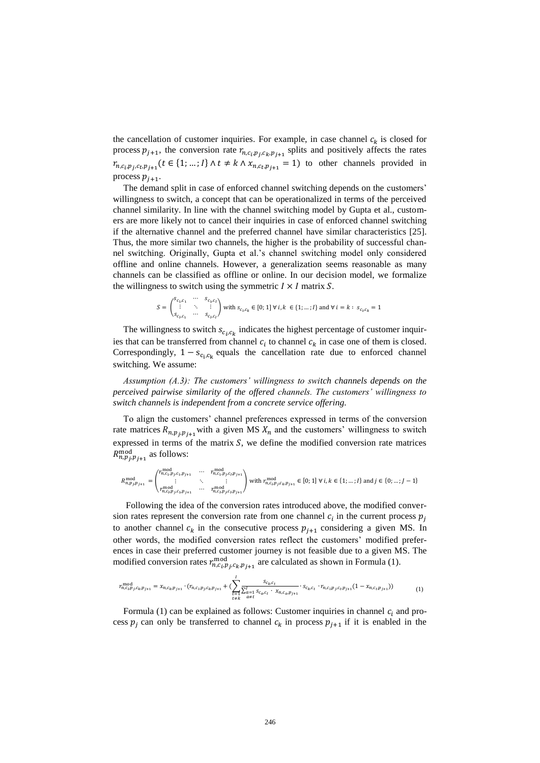the cancellation of customer inquiries. For example, in case channel $c_k$ is closed for process $p_{j+1}$, the conversion rate $r_{n,c_i,p_j,c_k,p_{j+1}}$ splits and positively affects the rates $r_{n,c_i,p_j,c_t,p_{j+1}}(t \in \{1; \ldots; I\} \wedge t \neq k \wedge x_{n,c_t,p_{j+1}} = 1)$ to other channels provided in process $p_{j+1}$.

The demand split in case of enforced channel switching depends on the customers' willingness to switch, a concept that can be operationalized in terms of the perceived channel similarity. In line with the channel switching model by Gupta et al., customers are more likely not to cancel their inquiries in case of enforced channel switching if the alternative channel and the preferred channel have similar characteristics [25]. Thus, the more similar two channels, the higher is the probability of successful channel switching. Originally, Gupta et al.'s channel switching model only considered offline and online channels. However, a generalization seems reasonable as many channels can be classified as offline or online. In our decision model, we formalize the willingness to switch using the symmetric $I \times I$ matrix $S$.

$$S = \begin{pmatrix} s_{c_1,c_1} & \cdots & s_{c_1,c_I} \\ \vdots & \ddots & \vdots \\ s_{c_I,c_1} & \cdots & s_{c_I,c_I} \end{pmatrix} \text{ with } s_{c_i,c_k} \in [0;1] \; \forall \, i,k \in \{1;\ldots;I\} \text{ and } \forall \, i = k: \; s_{c_i,c_k} = 1$$

The willingness to switch $s_{c_i,c_k}$ indicates the highest percentage of customer inquiries that can be transferred from channel $c_i$ to channel $c_k$ in case one of them is closed. Correspondingly, $1 - s_{c_i,c_k}$ equals the cancellation rate due to enforced channel switching. We assume:

*Assumption (A.3): The customers' willingness to switch channels depends on the perceived pairwise similarity of the offered channels. The customers' willingness to switch channels is independent from a concrete service offering.*

To align the customers' channel preferences expressed in terms of the conversion rate matrices $R_{n,p_j,p_{j+1}}$ with a given MS $X_n$ and the customers' willingness to switch expressed in terms of the matrix $S$, we define the modified conversion rate matrices $R^{\text{mod}}_{n,p_j,p_{j+1}}$ as follows:

$$R^{\text{mod}}_{n,p_j,p_{j+1}} = \begin{pmatrix} r^{\text{mod}}_{n,c_1,p_j,c_1,p_{j+1}} & \cdots & r^{\text{mod}}_{n,c_1,p_j,c_I,p_{j+1}} \\ \vdots & \ddots & \vdots \\ r^{\text{mod}}_{n,c_I,p_j,c_1,p_{j+1}} & \cdots & r^{\text{mod}}_{n,c_I,p_j,c_I,p_{j+1}} \end{pmatrix} \text{ with } r^{\text{mod}}_{n,c_i,p_j,c_k,p_{j+1}} \in [0;1] \; \forall \, i,k \in \{1;\ldots;I\} \text{ and } j \in \{0;\ldots;J-1\}$$

Following the idea of the conversion rates introduced above, the modified conversion rates represent the conversion rate from one channel $c_i$ in the current process $p_j$ to another channel $c_k$ in the consecutive process $p_{j+1}$ considering a given MS. In other words, the modified conversion rates reflect the customers' modified preferences in case their preferred customer journey is not feasible due to a given MS. The modified conversion rates $r^{\text{mod}}_{n,c_i,p_j,c_k,p_{j+1}}$ are calculated as shown in Formula (1).

$$r^{\text{mod}}_{n,c_i,p_j,c_k,p_{j+1}} = x_{n,c_k,p_{j+1}} \cdot \left( r_{n,c_i,p_j,c_k,p_{j+1}} + \left( \sum_{\substack{t=1 \\ t \neq k}}^{I} \frac{s_{c_k,c_t}}{\sum_{\substack{a=1 \\ a \neq t}}^{I} s_{c_a,c_t} \cdot x_{n,c_a,p_{j+1}}} \cdot s_{c_k,c_t} \cdot r_{n,c_i,p_j,c_t,p_{j+1}} (1 - x_{n,c_t,p_{j+1}}) \right) \right) \tag{1}$$

Formula (1) can be explained as follows: Customer inquiries in channel $c_i$ and process $p_j$ can only be transferred to channel $c_k$ in process $p_{j+1}$ if it is enabled in the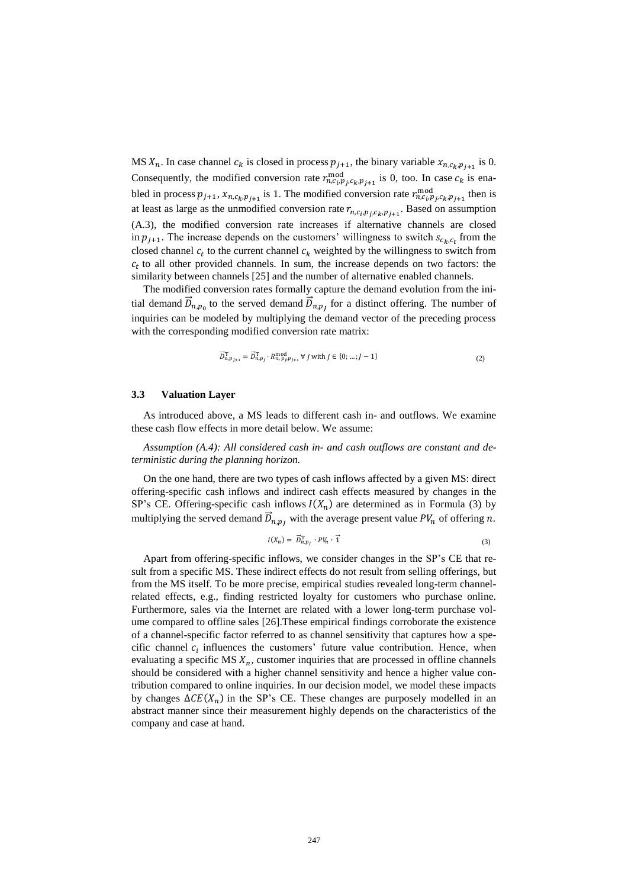MS $X_n$. In case channel $c_k$ is closed in process $p_{j+1}$, the binary variable $x_{n,c_k,p_{j+1}}$ is 0. Consequently, the modified conversion rate $r^{\text{mod}}_{n,c_i,p_j,c_k,p_{j+1}}$ is 0, too. In case $c_k$ is enabled in process $p_{j+1}$, $x_{n,c_k,p_{j+1}}$ is 1. The modified conversion rate $r^{\text{mod}}_{n,c_i,p_j,c_k,p_{j+1}}$ then is at least as large as the unmodified conversion rate $r_{n,c_i,p_j,c_k,p_{j+1}}$. Based on assumption (A.3), the modified conversion rate increases if alternative channels are closed in $p_{j+1}$. The increase depends on the customers' willingness to switch $s_{c_k,c_t}$ from the closed channel $c_t$ to the current channel $c_k$ weighted by the willingness to switch from $c_t$ to all other provided channels. In sum, the increase depends on two factors: the similarity between channels [25] and the number of alternative enabled channels.

The modified conversion rates formally capture the demand evolution from the initial demand $\vec{D}_{n,p_0}$ to the served demand $\vec{D}_{n,p_J}$ for a distinct offering. The number of inquiries can be modeled by multiplying the demand vector of the preceding process with the corresponding modified conversion rate matrix:

$$\vec{D}^{\mathrm{T}}_{n,p_{j+1}} = \vec{D}^{\mathrm{T}}_{n,p_j} \cdot R^{\text{mod}}_{n,p_j,p_{j+1}} \;\forall\, j \text{ with } j \in \{0; \dots; J-1\} \tag{2}$$

### 3.3 Valuation Layer

As introduced above, a MS leads to different cash in- and outflows. We examine these cash flow effects in more detail below. We assume:

*Assumption (A.4): All considered cash in- and cash outflows are constant and deterministic during the planning horizon.*

On the one hand, there are two types of cash inflows affected by a given MS: direct offering-specific cash inflows and indirect cash effects measured by changes in the SP's CE. Offering-specific cash inflows $I(X_n)$ are determined as in Formula (3) by multiplying the served demand $\vec{D}_{n,p_J}$ with the average present value $PV_n$ of offering $n$.

$$I(X_n) = \vec{D}^{\mathrm{T}}_{n,p_J} \cdot PV_n \cdot \vec{1} \tag{3}$$

Apart from offering-specific inflows, we consider changes in the SP's CE that result from a specific MS. These indirect effects do not result from selling offerings, but from the MS itself. To be more precise, empirical studies revealed long-term channel-related effects, e.g., finding restricted loyalty for customers who purchase online. Furthermore, sales via the Internet are related with a lower long-term purchase volume compared to offline sales [26].These empirical findings corroborate the existence of a channel-specific factor referred to as channel sensitivity that captures how a specific channel $c_i$ influences the customers' future value contribution. Hence, when evaluating a specific MS $X_n$, customer inquiries that are processed in offline channels should be considered with a higher channel sensitivity and hence a higher value contribution compared to online inquiries. In our decision model, we model these impacts by changes $\Delta CE(X_n)$ in the SP's CE. These changes are purposely modelled in an abstract manner since their measurement highly depends on the characteristics of the company and case at hand.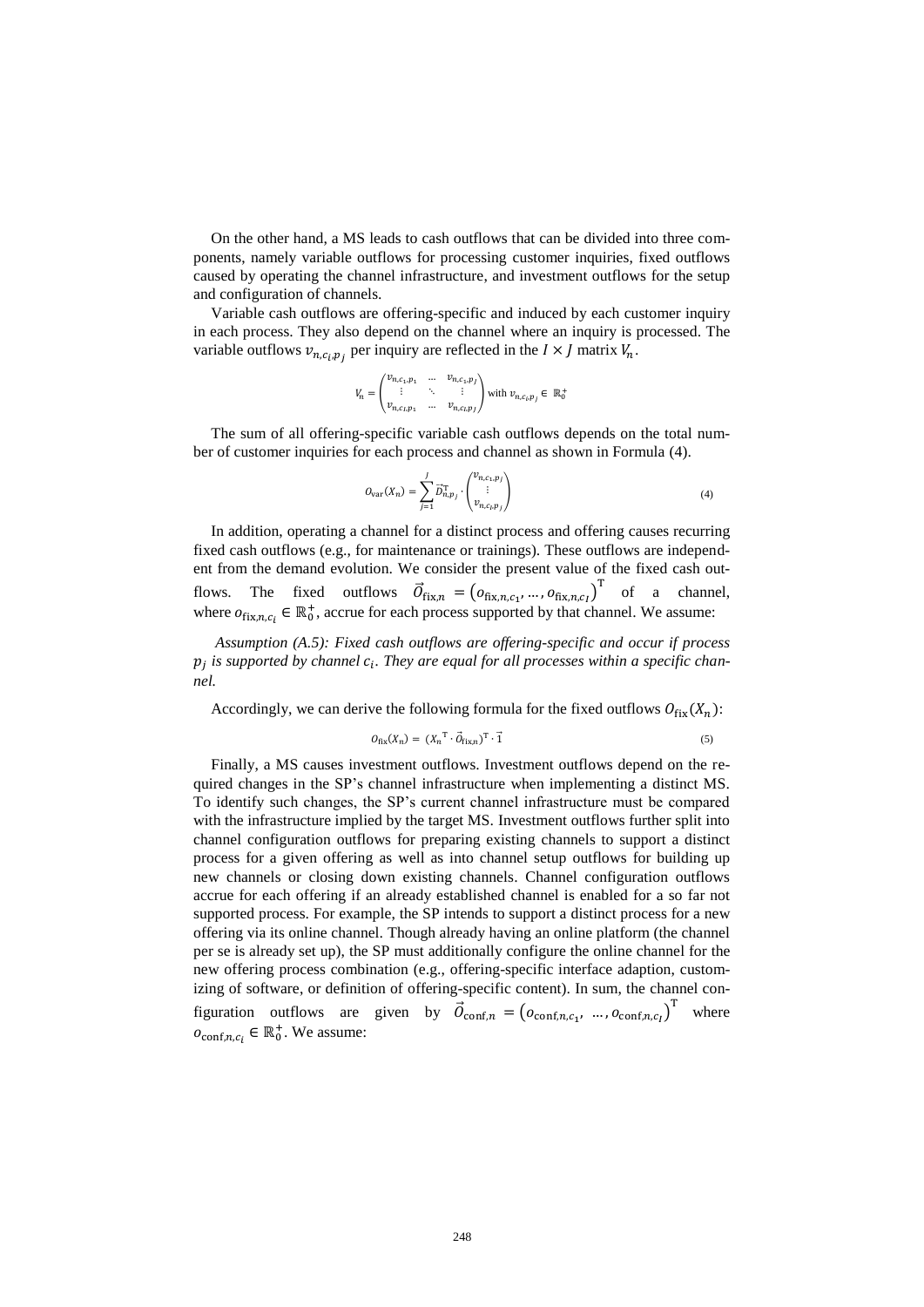On the other hand, a MS leads to cash outflows that can be divided into three components, namely variable outflows for processing customer inquiries, fixed outflows caused by operating the channel infrastructure, and investment outflows for the setup and configuration of channels.

Variable cash outflows are offering-specific and induced by each customer inquiry in each process. They also depend on the channel where an inquiry is processed. The variable outflows $v_{n,c_i,p_j}$ per inquiry are reflected in the $I \times J$ matrix $V_n$.

$$V_n = \begin{pmatrix} v_{n,c_1,p_1} & \cdots & v_{n,c_1,p_J} \\ \vdots & \ddots & \vdots \\ v_{n,c_I,p_1} & \cdots & v_{n,c_I,p_J} \end{pmatrix} \text{ with } v_{n,c_i,p_j} \in \mathbb{R}_0^+$$

The sum of all offering-specific variable cash outflows depends on the total number of customer inquiries for each process and channel as shown in Formula (4).

$$O_{\text{var}}(X_n) = \sum_{j=1}^{J} \vec{D}_{n,p_j}^{\text{T}} \cdot \begin{pmatrix} v_{n,c_1,p_j} \\ \vdots \\ v_{n,c_I,p_j} \end{pmatrix} \tag{4}$$

In addition, operating a channel for a distinct process and offering causes recurring fixed cash outflows (e.g., for maintenance or trainings). These outflows are independent from the demand evolution. We consider the present value of the fixed cash outflows. The fixed outflows $\vec{O}_{\text{fix},n} = \left(o_{\text{fix},n,c_1}, \dots, o_{\text{fix},n,c_I}\right)^{\text{T}}$ of a channel, where $o_{\text{fix},n,c_i} \in \mathbb{R}_0^+$, accrue for each process supported by that channel. We assume:

*Assumption (A.5): Fixed cash outflows are offering-specific and occur if process $p_j$ is supported by channel $c_i$. They are equal for all processes within a specific channel.*

Accordingly, we can derive the following formula for the fixed outflows $O_{\text{fix}}(X_n)$:

$$O_{\text{fix}}(X_n) = \left({X_n}^{\text{T}} \cdot \vec{O}_{\text{fix},n}\right)^{\text{T}} \cdot \vec{1} \tag{5}$$

Finally, a MS causes investment outflows. Investment outflows depend on the required changes in the SP's channel infrastructure when implementing a distinct MS. To identify such changes, the SP's current channel infrastructure must be compared with the infrastructure implied by the target MS. Investment outflows further split into channel configuration outflows for preparing existing channels to support a distinct process for a given offering as well as into channel setup outflows for building up new channels or closing down existing channels. Channel configuration outflows accrue for each offering if an already established channel is enabled for a so far not supported process. For example, the SP intends to support a distinct process for a new offering via its online channel. Though already having an online platform (the channel per se is already set up), the SP must additionally configure the online channel for the new offering process combination (e.g., offering-specific interface adaption, customizing of software, or definition of offering-specific content). In sum, the channel configuration outflows are given by $\vec{O}_{\text{conf},n} = \left(o_{\text{conf},n,c_1}, \dots, o_{\text{conf},n,c_I}\right)^{\text{T}}$ where $o_{\text{conf},n,c_i} \in \mathbb{R}_0^+$. We assume: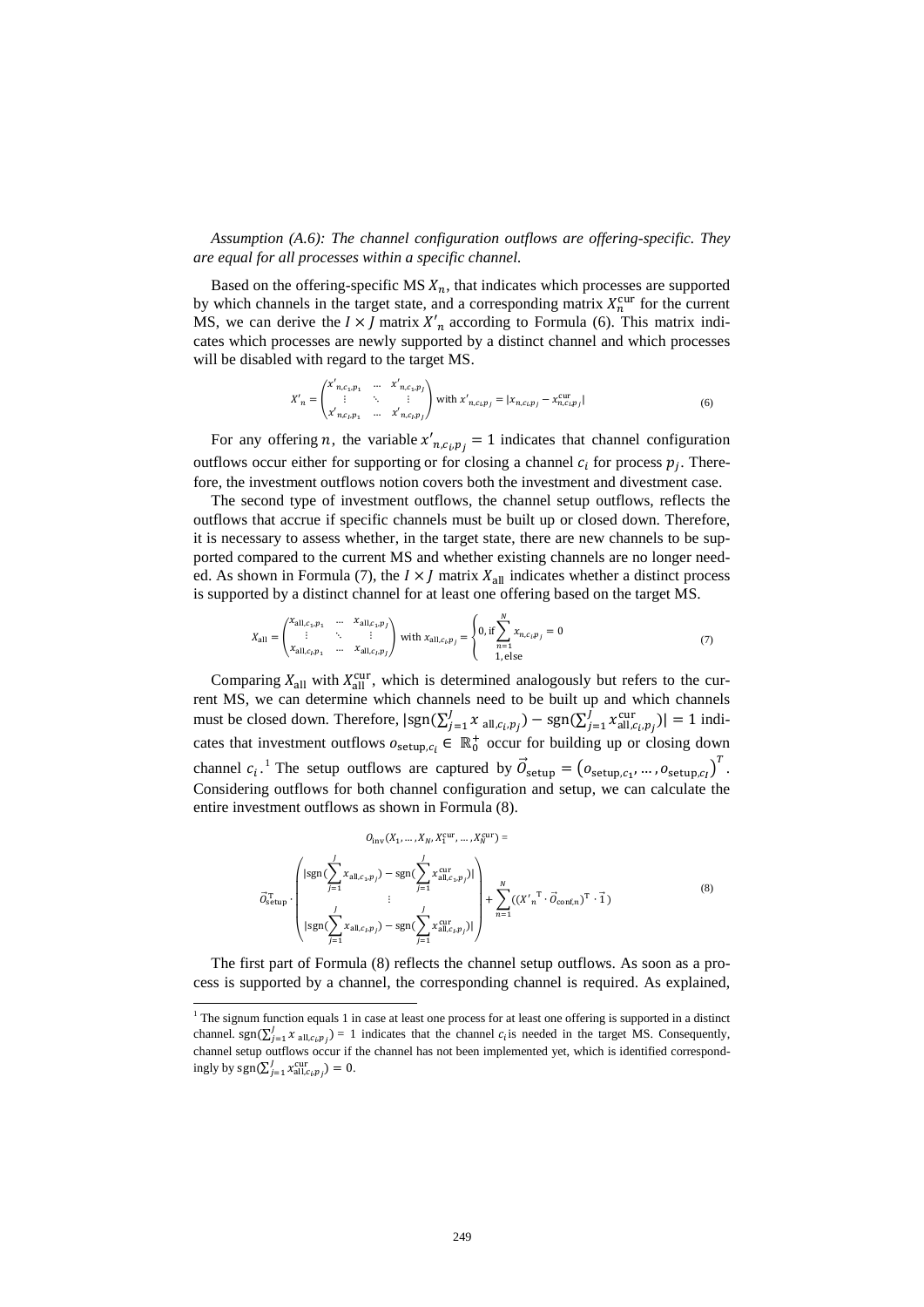*Assumption (A.6): The channel configuration outflows are offering-specific. They are equal for all processes within a specific channel.*

Based on the offering-specific MS $X_n$, that indicates which processes are supported by which channels in the target state, and a corresponding matrix $X_n^{\text{cur}}$ for the current MS, we can derive the $I \times J$ matrix $X'_n$ according to Formula (6). This matrix indicates which processes are newly supported by a distinct channel and which processes will be disabled with regard to the target MS.

$$X'_n = \begin{pmatrix} x'_{n,c_1,p_1} & \cdots & x'_{n,c_1,p_J} \\ \vdots & \ddots & \vdots \\ x'_{n,c_I,p_1} & \cdots & x'_{n,c_I,p_J} \end{pmatrix} \text{ with } x'_{n,c_i,p_j} = |x_{n,c_i,p_j} - x^{\text{cur}}_{n,c_i,p_j}| \tag{6}$$

For any offering $n$, the variable $x'_{n,c_i,p_j} = 1$ indicates that channel configuration outflows occur either for supporting or for closing a channel $c_i$ for process $p_j$. Therefore, the investment outflows notion covers both the investment and divestment case.

The second type of investment outflows, the channel setup outflows, reflects the outflows that accrue if specific channels must be built up or closed down. Therefore, it is necessary to assess whether, in the target state, there are new channels to be supported compared to the current MS and whether existing channels are no longer needed. As shown in Formula (7), the $I \times J$ matrix $X_{\text{all}}$ indicates whether a distinct process is supported by a distinct channel for at least one offering based on the target MS.

$$X_{\text{all}} = \begin{pmatrix} x_{\text{all},c_1,p_1} & \cdots & x_{\text{all},c_1,p_J} \\ \vdots & \ddots & \vdots \\ x_{\text{all},c_I,p_1} & \cdots & x_{\text{all},c_I,p_J} \end{pmatrix} \text{ with } x_{\text{all},c_i,p_j} = \begin{cases} 0, \text{if} \sum_{n=1}^{N} x_{n,c_i,p_j} = 0 \\ 1, \text{else} \end{cases} \tag{7}$$

Comparing $X_{\text{all}}$ with $X_{\text{all}}^{\text{cur}}$, which is determined analogously but refers to the current MS, we can determine which channels need to be built up and which channels must be closed down. Therefore, $|\text{sgn}(\sum_{j=1}^{J} x_{\text{all},c_i,p_j}) - \text{sgn}(\sum_{j=1}^{J} x^{\text{cur}}_{\text{all},c_i,p_j})| = 1$ indicates that investment outflows $o_{\text{setup},c_i} \in \mathbb{R}_0^+$ occur for building up or closing down channel $c_i$.[1] The setup outflows are captured by $\vec{O}_{\text{setup}} = (o_{\text{setup},c_1}, \ldots, o_{\text{setup},c_I})^T$. Considering outflows for both channel configuration and setup, we can calculate the entire investment outflows as shown in Formula (8).

$$O_{\text{inv}}(X_1, \ldots, X_N, X_1^{\text{cur}}, \ldots, X_N^{\text{cur}}) = \vec{O}_{\text{setup}}^{\text{T}} \cdot \begin{pmatrix} |\text{sgn}(\sum_{j=1}^{J} x_{\text{all},c_1,p_j}) - \text{sgn}(\sum_{j=1}^{J} x^{\text{cur}}_{\text{all},c_1,p_j})| \\ \vdots \\ |\text{sgn}(\sum_{j=1}^{J} x_{\text{all},c_I,p_j}) - \text{sgn}(\sum_{j=1}^{J} x^{\text{cur}}_{\text{all},c_I,p_j})| \end{pmatrix} + \sum_{n=1}^{N} ((X'^{\text{T}}_n \cdot \vec{O}_{\text{conf},n})^{\text{T}} \cdot \vec{1}) \tag{8}$$

The first part of Formula (8) reflects the channel setup outflows. As soon as a process is supported by a channel, the corresponding channel is required. As explained,

[1] The signum function equals 1 in case at least one process for at least one offering is supported in a distinct channel. $\text{sgn}(\sum_{j=1}^{J} x_{\text{all},c_i,p_j}) = 1$ indicates that the channel $c_i$ is needed in the target MS. Consequently, channel setup outflows occur if the channel has not been implemented yet, which is identified correspondingly by $\text{sgn}(\sum_{j=1}^{J} x^{\text{cur}}_{\text{all},c_i,p_j}) = 0$.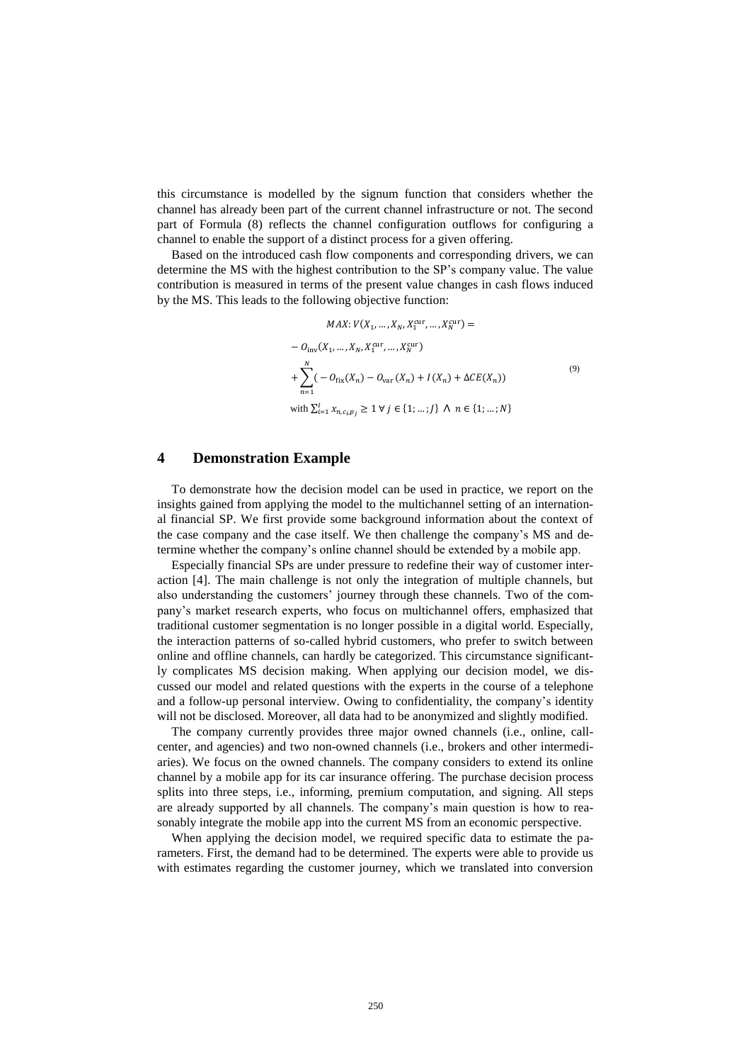this circumstance is modelled by the signum function that considers whether the channel has already been part of the current channel infrastructure or not. The second part of Formula (8) reflects the channel configuration outflows for configuring a channel to enable the support of a distinct process for a given offering.

Based on the introduced cash flow components and corresponding drivers, we can determine the MS with the highest contribution to the SP's company value. The value contribution is measured in terms of the present value changes in cash flows induced by the MS. This leads to the following objective function:

$$
\begin{aligned}
&MAX: V(X_1, \ldots, X_N, X_1^{\text{cur}}, \ldots, X_N^{\text{cur}}) = \\
&- O_{\text{inv}}(X_1, \ldots, X_N, X_1^{\text{cur}}, \ldots, X_N^{\text{cur}}) \\
&+ \sum_{n=1}^{N} \left( - O_{\text{fix}}(X_n) - O_{\text{var}}(X_n) + I(X_n) + \Delta CE(X_n) \right) \\
&\text{with } \textstyle\sum_{i=1}^{I} x_{n,c_i,p_j} \geq 1 \; \forall \, j \in \{1; \ldots; J\} \, \wedge \, n \in \{1; \ldots; N\}
\end{aligned}
\tag{9}
$$

## 4 Demonstration Example

To demonstrate how the decision model can be used in practice, we report on the insights gained from applying the model to the multichannel setting of an international financial SP. We first provide some background information about the context of the case company and the case itself. We then challenge the company's MS and determine whether the company's online channel should be extended by a mobile app.

Especially financial SPs are under pressure to redefine their way of customer interaction [4]. The main challenge is not only the integration of multiple channels, but also understanding the customers' journey through these channels. Two of the company's market research experts, who focus on multichannel offers, emphasized that traditional customer segmentation is no longer possible in a digital world. Especially, the interaction patterns of so-called hybrid customers, who prefer to switch between online and offline channels, can hardly be categorized. This circumstance significantly complicates MS decision making. When applying our decision model, we discussed our model and related questions with the experts in the course of a telephone and a follow-up personal interview. Owing to confidentiality, the company's identity will not be disclosed. Moreover, all data had to be anonymized and slightly modified.

The company currently provides three major owned channels (i.e., online, call-center, and agencies) and two non-owned channels (i.e., brokers and other intermediaries). We focus on the owned channels. The company considers to extend its online channel by a mobile app for its car insurance offering. The purchase decision process splits into three steps, i.e., informing, premium computation, and signing. All steps are already supported by all channels. The company's main question is how to reasonably integrate the mobile app into the current MS from an economic perspective.

When applying the decision model, we required specific data to estimate the parameters. First, the demand had to be determined. The experts were able to provide us with estimates regarding the customer journey, which we translated into conversion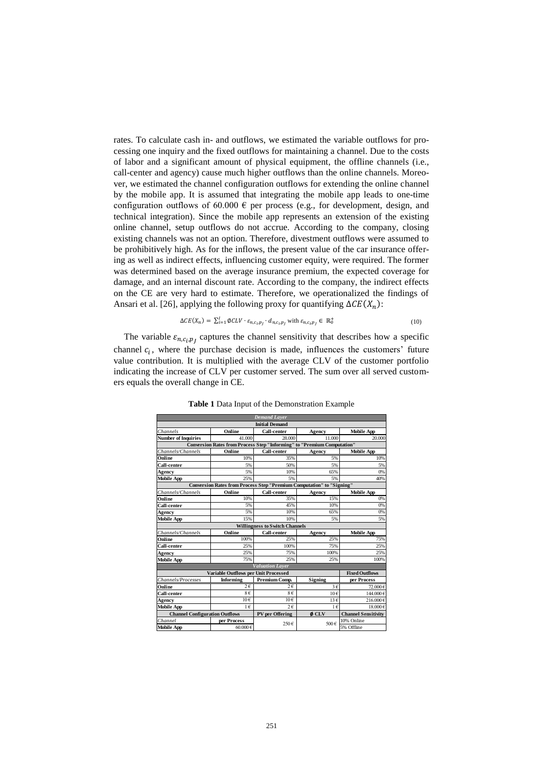rates. To calculate cash in- and outflows, we estimated the variable outflows for processing one inquiry and the fixed outflows for maintaining a channel. Due to the costs of labor and a significant amount of physical equipment, the offline channels (i.e., call-center and agency) cause much higher outflows than the online channels. Moreover, we estimated the channel configuration outflows for extending the online channel by the mobile app. It is assumed that integrating the mobile app leads to one-time configuration outflows of 60.000 € per process (e.g., for development, design, and technical integration). Since the mobile app represents an extension of the existing online channel, setup outflows do not accrue. According to the company, closing existing channels was not an option. Therefore, divestment outflows were assumed to be prohibitively high. As for the inflows, the present value of the car insurance offering as well as indirect effects, influencing customer equity, were required. The former was determined based on the average insurance premium, the expected coverage for damage, and an internal discount rate. According to the company, the indirect effects on the CE are very hard to estimate. Therefore, we operationalized the findings of Ansari et al. [26], applying the following proxy for quantifying $\Delta CE(X_n)$:

$$\Delta CE(X_n) = \sum_{i=1}^{I} \emptyset CLV \cdot \varepsilon_{n,c_i,p_J} \cdot d_{n,c_i,p_J} \text{ with } \varepsilon_{n,c_i,p_J} \in \mathbb{R}_0^+ \tag{10}$$

The variable $\varepsilon_{n,c_i,p_J}$ captures the channel sensitivity that describes how a specific channel $c_i$, where the purchase decision is made, influences the customers' future value contribution. It is multiplied with the average CLV of the customer portfolio indicating the increase of CLV per customer served. The sum over all served customers equals the overall change in CE.

**Table 1** Data Input of the Demonstration Example

| *Demand Layer* | | | | |
|---|---|---|---|---|
| **Initial Demand** | | | | |
| *Channels* | **Online** | **Call-center** | **Agency** | **Mobile App** |
| **Number of Inquiries** | 41.000 | 28.000 | 11.000 | 20.000 |
| **Conversion Rates from Process Step "Informing" to "Premium Computation"** | | | | |
| *Channels/Channels* | **Online** | **Call-center** | **Agency** | **Mobile App** |
| **Online** | 10% | 35% | 5% | 10% |
| **Call-center** | 5% | 50% | 5% | 5% |
| **Agency** | 5% | 10% | 65% | 0% |
| **Mobile App** | 25% | 5% | 5% | 40% |
| **Conversion Rates from Process Step "Premium Computation" to "Signing"** | | | | |
| *Channels/Channels* | **Online** | **Call-center** | **Agency** | **Mobile App** |
| **Online** | 10% | 35% | 15% | 0% |
| **Call-center** | 5% | 45% | 10% | 0% |
| **Agency** | 5% | 10% | 65% | 0% |
| **Mobile App** | 15% | 10% | 5% | 5% |
| **Willingness to Switch Channels** | | | | |
| *Channels/Channels* | **Online** | **Call-center** | **Agency** | **Mobile App** |
| **Online** | 100% | 25% | 25% | 75% |
| **Call-center** | 25% | 100% | 75% | 25% |
| **Agency** | 25% | 75% | 100% | 25% |
| **Mobile App** | 75% | 25% | 25% | 100% |
| *Valuation Layer* | | | | |
| **Variable Outflows per Unit Processed** | | | | **Fixed Outflows** |
| *Channels/Processes* | **Informing** | **Premium Comp.** | **Signing** | **per Process** |
| **Online** | 2 € | 2 € | 3 € | 72.000 € |
| **Call-center** | 8 € | 8 € | 10 € | 144.000 € |
| **Agency** | 10 € | 10 € | 13 € | 216.000 € |
| **Mobile App** | 1 € | 2 € | 1 € | 18.000 € |
| **Channel Configuration Outflows** | | **PV per Offering** | **Ø CLV** | **Channel Sensitivity** |
| *Channel* | **per Process** | 250 € | 500 € | 10% Online |
| **Mobile App** | 60.000 € | | | 5% Offline |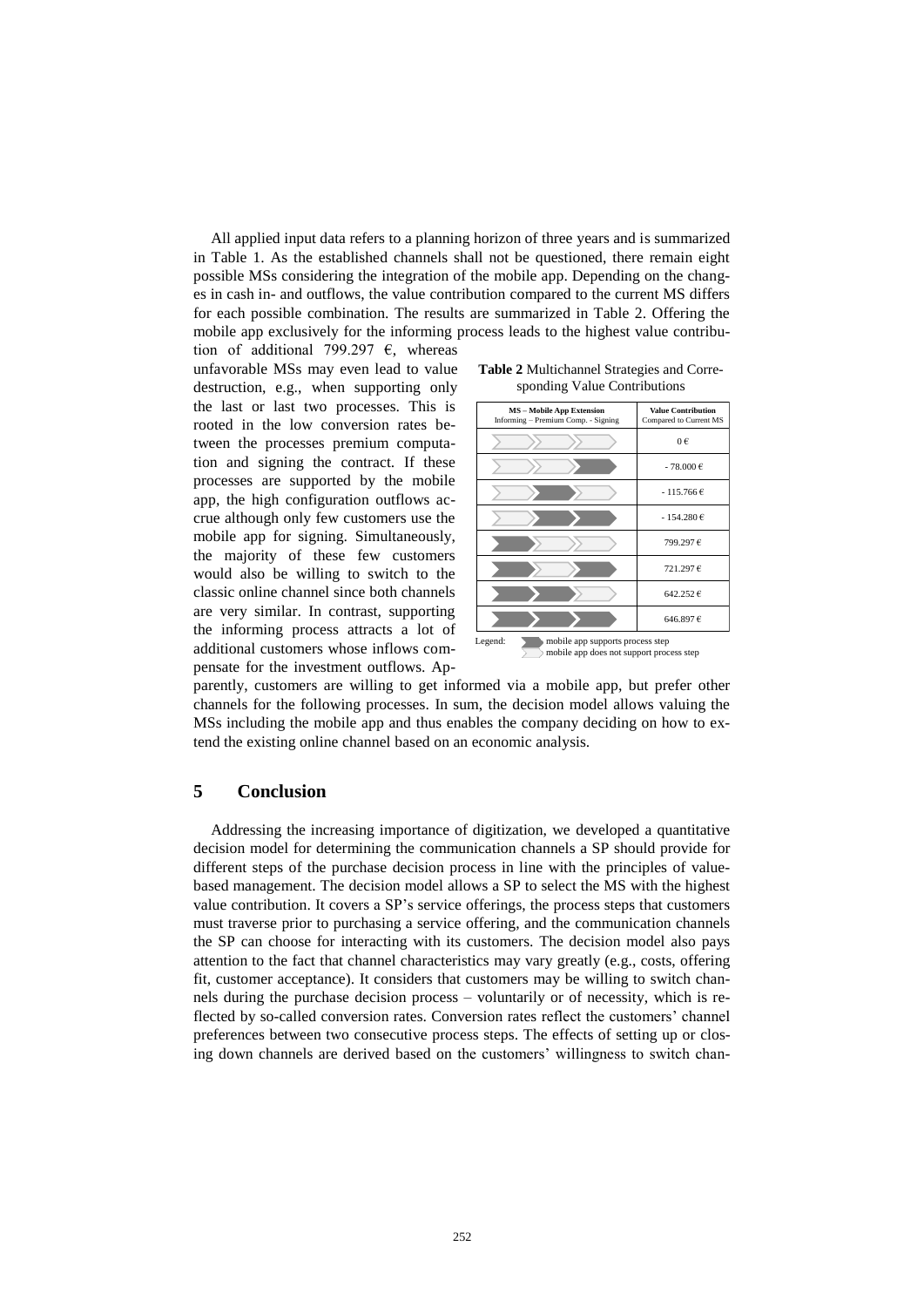All applied input data refers to a planning horizon of three years and is summarized in Table 1. As the established channels shall not be questioned, there remain eight possible MSs considering the integration of the mobile app. Depending on the changes in cash in- and outflows, the value contribution compared to the current MS differs for each possible combination. The results are summarized in Table 2. Offering the mobile app exclusively for the informing process leads to the highest value contribution of additional 799.297 €, whereas unfavorable MSs may even lead to value destruction, e.g., when supporting only the last or last two processes. This is rooted in the low conversion rates between the processes premium computation and signing the contract. If these processes are supported by the mobile app, the high configuration outflows accrue although only few customers use the mobile app for signing. Simultaneously, the majority of these few customers would also be willing to switch to the classic online channel since both channels are very similar. In contrast, supporting the informing process attracts a lot of additional customers whose inflows compensate for the investment outflows. Apparently, customers are willing to get informed via a mobile app, but prefer other channels for the following processes. In sum, the decision model allows valuing the MSs including the mobile app and thus enables the company deciding on how to extend the existing online channel based on an economic analysis.

**Table 2** Multichannel Strategies and Corresponding Value Contributions

| MS – Mobile App Extension: Informing | Premium Comp. | Signing | Value Contribution Compared to Current MS |
|---|---|---|---|
| □ | □ | □ | 0 € |
| □ | □ | ■ | - 78.000 € |
| □ | ■ | □ | - 115.766 € |
| □ | ■ | ■ | - 154.280 € |
| ■ | □ | □ | 799.297 € |
| ■ | □ | ■ | 721.297 € |
| ■ | ■ | □ | 642.252 € |
| ■ | ■ | ■ | 646.897 € |

Legend: ■ mobile app supports process step; □ mobile app does not support process step

## 5 Conclusion

Addressing the increasing importance of digitization, we developed a quantitative decision model for determining the communication channels a SP should provide for different steps of the purchase decision process in line with the principles of value-based management. The decision model allows a SP to select the MS with the highest value contribution. It covers a SP's service offerings, the process steps that customers must traverse prior to purchasing a service offering, and the communication channels the SP can choose for interacting with its customers. The decision model also pays attention to the fact that channel characteristics may vary greatly (e.g., costs, offering fit, customer acceptance). It considers that customers may be willing to switch channels during the purchase decision process – voluntarily or of necessity, which is reflected by so-called conversion rates. Conversion rates reflect the customers' channel preferences between two consecutive process steps. The effects of setting up or closing down channels are derived based on the customers' willingness to switch chan-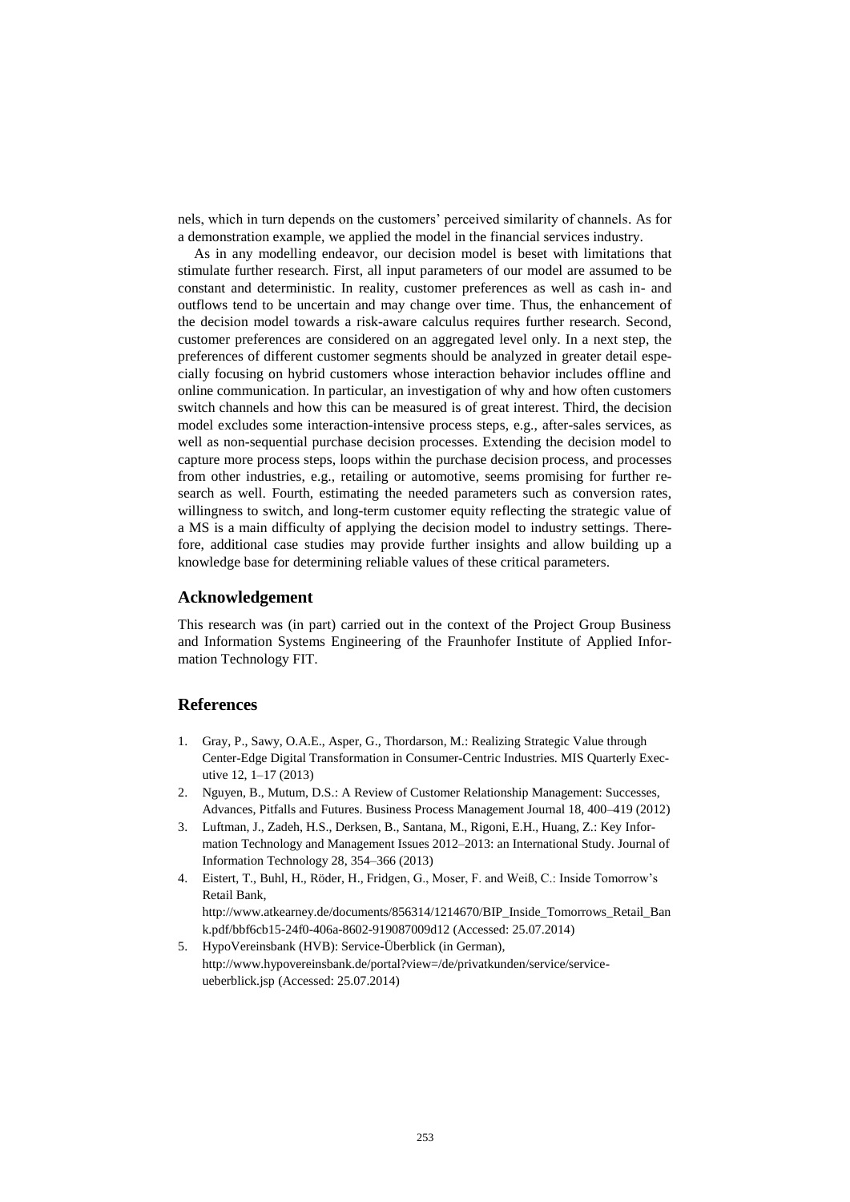nels, which in turn depends on the customers' perceived similarity of channels. As for a demonstration example, we applied the model in the financial services industry.

As in any modelling endeavor, our decision model is beset with limitations that stimulate further research. First, all input parameters of our model are assumed to be constant and deterministic. In reality, customer preferences as well as cash in- and outflows tend to be uncertain and may change over time. Thus, the enhancement of the decision model towards a risk-aware calculus requires further research. Second, customer preferences are considered on an aggregated level only. In a next step, the preferences of different customer segments should be analyzed in greater detail especially focusing on hybrid customers whose interaction behavior includes offline and online communication. In particular, an investigation of why and how often customers switch channels and how this can be measured is of great interest. Third, the decision model excludes some interaction-intensive process steps, e.g., after-sales services, as well as non-sequential purchase decision processes. Extending the decision model to capture more process steps, loops within the purchase decision process, and processes from other industries, e.g., retailing or automotive, seems promising for further research as well. Fourth, estimating the needed parameters such as conversion rates, willingness to switch, and long-term customer equity reflecting the strategic value of a MS is a main difficulty of applying the decision model to industry settings. Therefore, additional case studies may provide further insights and allow building up a knowledge base for determining reliable values of these critical parameters.

## Acknowledgement

This research was (in part) carried out in the context of the Project Group Business and Information Systems Engineering of the Fraunhofer Institute of Applied Information Technology FIT.

## References

1. Gray, P., Sawy, O.A.E., Asper, G., Thordarson, M.: Realizing Strategic Value through Center-Edge Digital Transformation in Consumer-Centric Industries. MIS Quarterly Executive 12, 1–17 (2013)
2. Nguyen, B., Mutum, D.S.: A Review of Customer Relationship Management: Successes, Advances, Pitfalls and Futures. Business Process Management Journal 18, 400–419 (2012)
3. Luftman, J., Zadeh, H.S., Derksen, B., Santana, M., Rigoni, E.H., Huang, Z.: Key Information Technology and Management Issues 2012–2013: an International Study. Journal of Information Technology 28, 354–366 (2013)
4. Eistert, T., Buhl, H., Röder, H., Fridgen, G., Moser, F. and Weiß, C.: Inside Tomorrow's Retail Bank, http://www.atkearney.de/documents/856314/1214670/BIP_Inside_Tomorrows_Retail_Bank.pdf/bbf6cb15-24f0-406a-8602-919087009d12 (Accessed: 25.07.2014)
5. HypoVereinsbank (HVB): Service-Überblick (in German), http://www.hypovereinsbank.de/portal?view=/de/privatkunden/service/service-ueberblick.jsp (Accessed: 25.07.2014)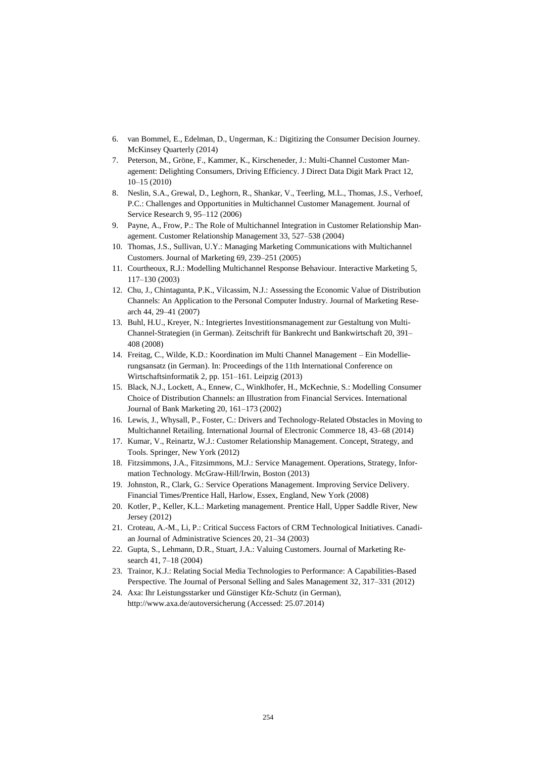6. van Bommel, E., Edelman, D., Ungerman, K.: Digitizing the Consumer Decision Journey. McKinsey Quarterly (2014)
7. Peterson, M., Gröne, F., Kammer, K., Kirscheneder, J.: Multi-Channel Customer Management: Delighting Consumers, Driving Efficiency. J Direct Data Digit Mark Pract 12, 10–15 (2010)
8. Neslin, S.A., Grewal, D., Leghorn, R., Shankar, V., Teerling, M.L., Thomas, J.S., Verhoef, P.C.: Challenges and Opportunities in Multichannel Customer Management. Journal of Service Research 9, 95–112 (2006)
9. Payne, A., Frow, P.: The Role of Multichannel Integration in Customer Relationship Management. Customer Relationship Management 33, 527–538 (2004)
10. Thomas, J.S., Sullivan, U.Y.: Managing Marketing Communications with Multichannel Customers. Journal of Marketing 69, 239–251 (2005)
11. Courtheoux, R.J.: Modelling Multichannel Response Behaviour. Interactive Marketing 5, 117–130 (2003)
12. Chu, J., Chintagunta, P.K., Vilcassim, N.J.: Assessing the Economic Value of Distribution Channels: An Application to the Personal Computer Industry. Journal of Marketing Research 44, 29–41 (2007)
13. Buhl, H.U., Kreyer, N.: Integriertes Investitionsmanagement zur Gestaltung von Multi-Channel-Strategien (in German). Zeitschrift für Bankrecht und Bankwirtschaft 20, 391–408 (2008)
14. Freitag, C., Wilde, K.D.: Koordination im Multi Channel Management – Ein Modellierungsansatz (in German). In: Proceedings of the 11th International Conference on Wirtschaftsinformatik 2, pp. 151–161. Leipzig (2013)
15. Black, N.J., Lockett, A., Ennew, C., Winklhofer, H., McKechnie, S.: Modelling Consumer Choice of Distribution Channels: an Illustration from Financial Services. International Journal of Bank Marketing 20, 161–173 (2002)
16. Lewis, J., Whysall, P., Foster, C.: Drivers and Technology-Related Obstacles in Moving to Multichannel Retailing. International Journal of Electronic Commerce 18, 43–68 (2014)
17. Kumar, V., Reinartz, W.J.: Customer Relationship Management. Concept, Strategy, and Tools. Springer, New York (2012)
18. Fitzsimmons, J.A., Fitzsimmons, M.J.: Service Management. Operations, Strategy, Information Technology. McGraw-Hill/Irwin, Boston (2013)
19. Johnston, R., Clark, G.: Service Operations Management. Improving Service Delivery. Financial Times/Prentice Hall, Harlow, Essex, England, New York (2008)
20. Kotler, P., Keller, K.L.: Marketing management. Prentice Hall, Upper Saddle River, New Jersey (2012)
21. Croteau, A.-M., Li, P.: Critical Success Factors of CRM Technological Initiatives. Canadian Journal of Administrative Sciences 20, 21–34 (2003)
22. Gupta, S., Lehmann, D.R., Stuart, J.A.: Valuing Customers. Journal of Marketing Research 41, 7–18 (2004)
23. Trainor, K.J.: Relating Social Media Technologies to Performance: A Capabilities-Based Perspective. The Journal of Personal Selling and Sales Management 32, 317–331 (2012)
24. Axa: Ihr Leistungsstarker und Günstiger Kfz-Schutz (in German), http://www.axa.de/autoversicherung (Accessed: 25.07.2014)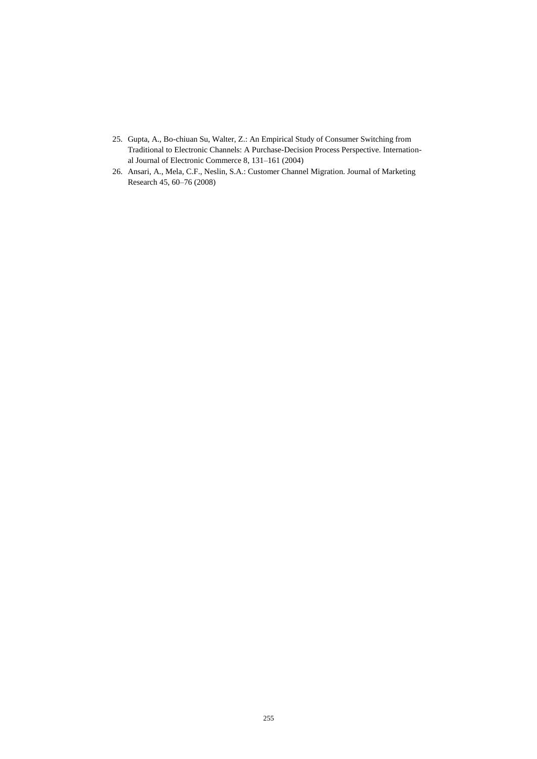25. Gupta, A., Bo-chiuan Su, Walter, Z.: An Empirical Study of Consumer Switching from Traditional to Electronic Channels: A Purchase-Decision Process Perspective. International Journal of Electronic Commerce 8, 131–161 (2004)
26. Ansari, A., Mela, C.F., Neslin, S.A.: Customer Channel Migration. Journal of Marketing Research 45, 60–76 (2008)